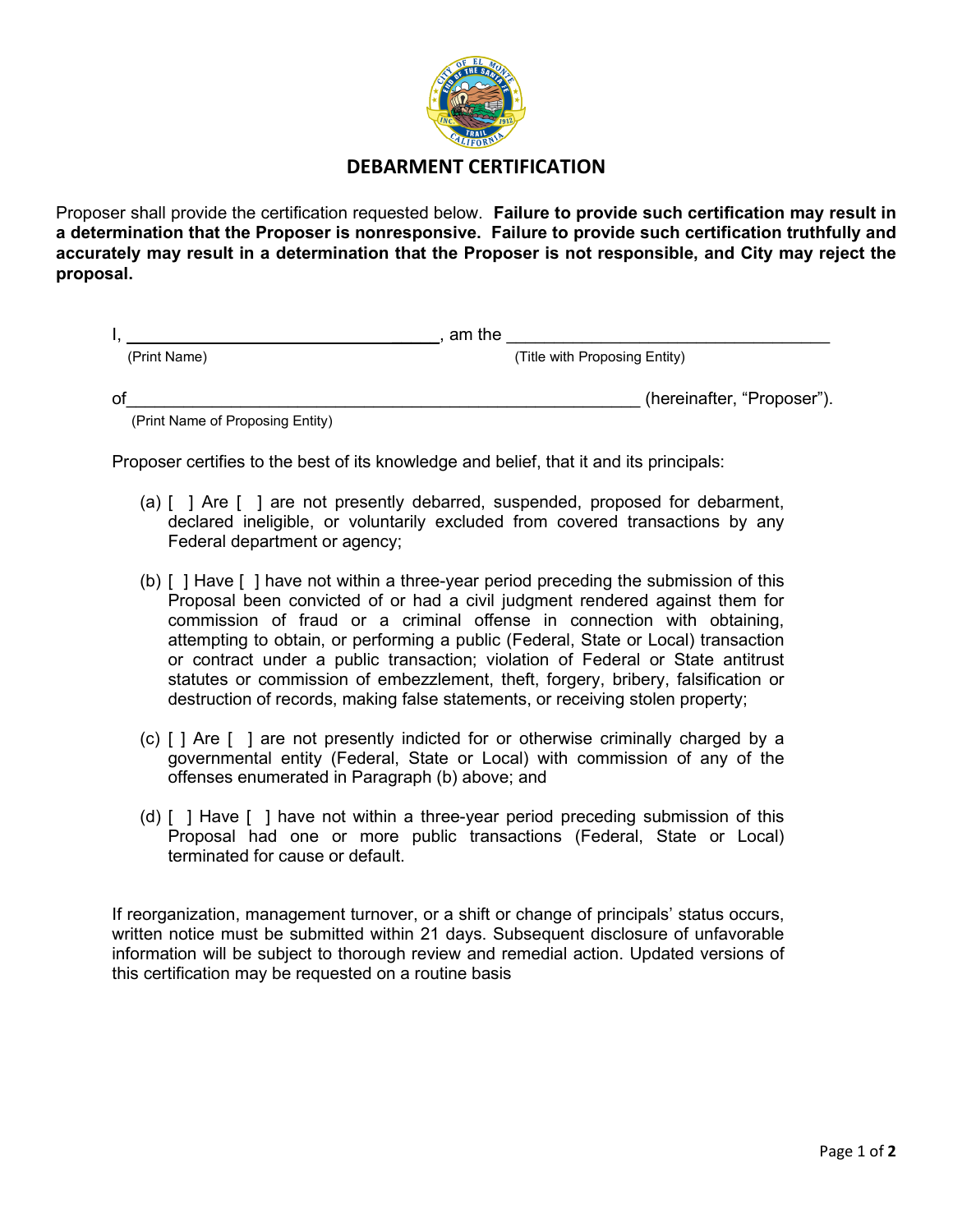# DEBARMENT CERTIFICATION

Proposer shall provide the certification requested below. **Failure to provide such certification may result in a determination that the Proposer is nonresponsive. Failure to provide such certification truthfully and accurately may result in a determination that the Proposer is not responsible, and City may reject the proposal.**

I, ________________________________, am the ________________________________
(Print Name) (Title with Proposing Entity)

of______________________________________________________ (hereinafter, "Proposer").
(Print Name of Proposing Entity)

Proposer certifies to the best of its knowledge and belief, that it and its principals:

(a) [ ] Are [ ] are not presently debarred, suspended, proposed for debarment, declared ineligible, or voluntarily excluded from covered transactions by any Federal department or agency;

(b) [ ] Have [ ] have not within a three-year period preceding the submission of this Proposal been convicted of or had a civil judgment rendered against them for commission of fraud or a criminal offense in connection with obtaining, attempting to obtain, or performing a public (Federal, State or Local) transaction or contract under a public transaction; violation of Federal or State antitrust statutes or commission of embezzlement, theft, forgery, bribery, falsification or destruction of records, making false statements, or receiving stolen property;

(c) [ ] Are [ ] are not presently indicted for or otherwise criminally charged by a governmental entity (Federal, State or Local) with commission of any of the offenses enumerated in Paragraph (b) above; and

(d) [ ] Have [ ] have not within a three-year period preceding submission of this Proposal had one or more public transactions (Federal, State or Local) terminated for cause or default.

If reorganization, management turnover, or a shift or change of principals' status occurs, written notice must be submitted within 21 days. Subsequent disclosure of unfavorable information will be subject to thorough review and remedial action. Updated versions of this certification may be requested on a routine basis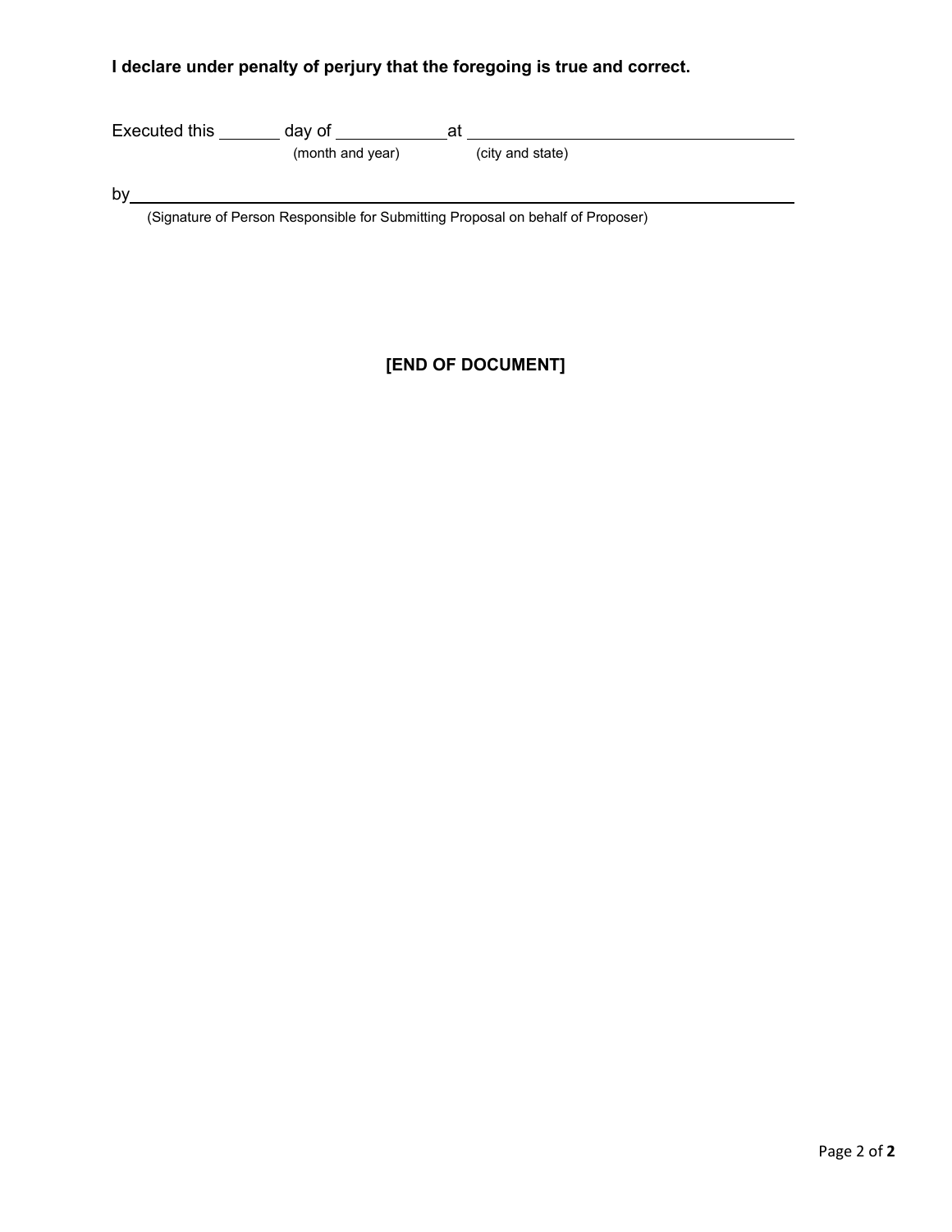**I declare under penalty of perjury that the foregoing is true and correct.**

Executed this _______ day of ____________ at ____________________________________
(month and year) (city and state)

by ______________________________________________________________________________
(Signature of Person Responsible for Submitting Proposal on behalf of Proposer)

**[END OF DOCUMENT]**